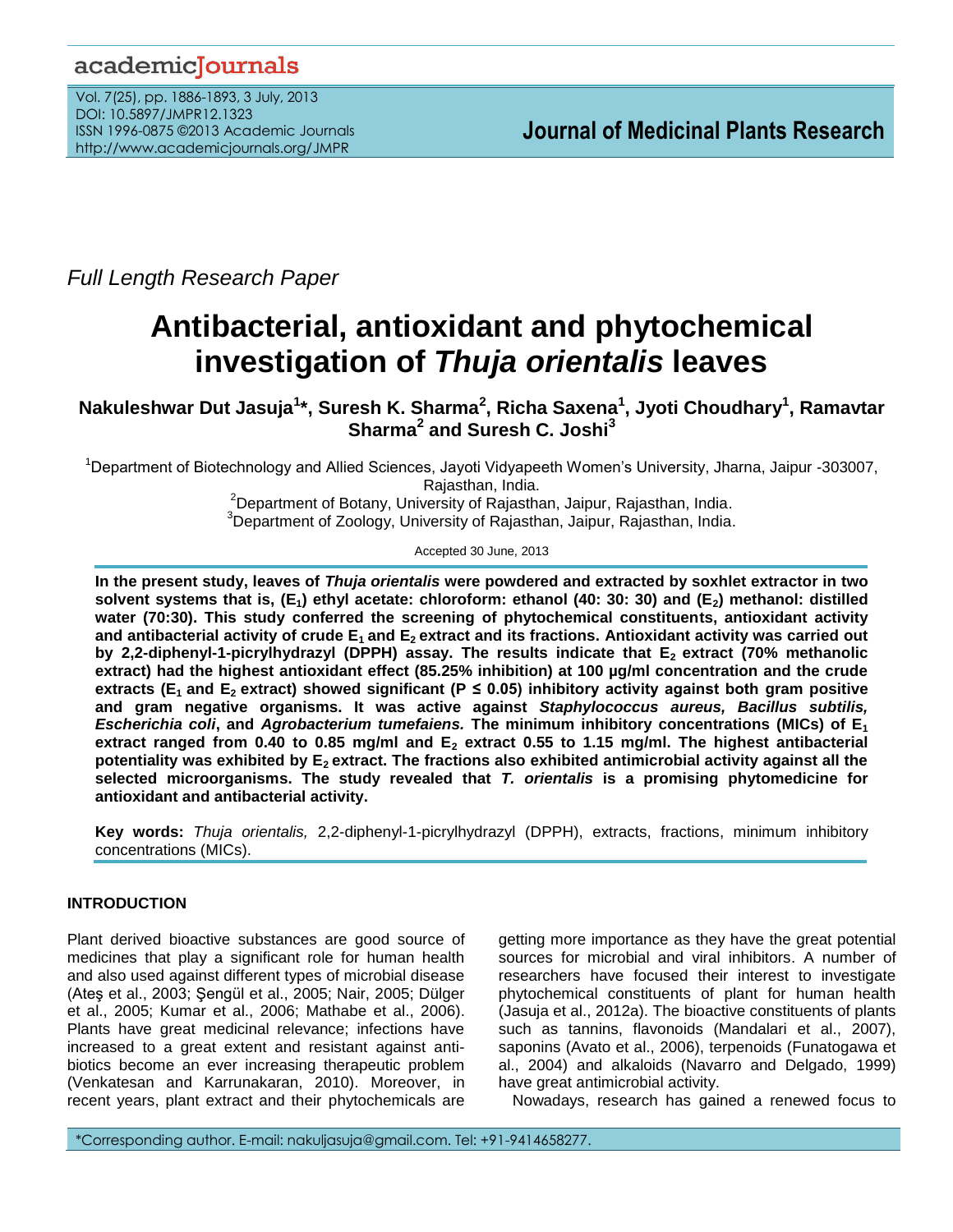*Full Length Research Paper*

# Antibacterial, antioxidant and phytochemical investigation of *Thuja orientalis* leaves

**Nakuleshwar Dut Jasuja[1]*, Suresh K. Sharma[2], Richa Saxena[1], Jyoti Choudhary[1], Ramavtar Sharma[2] and Suresh C. Joshi[3]**

[1]Department of Biotechnology and Allied Sciences, Jayoti Vidyapeeth Women's University, Jharna, Jaipur -303007, Rajasthan, India.

[2]Department of Botany, University of Rajasthan, Jaipur, Rajasthan, India.

[3]Department of Zoology, University of Rajasthan, Jaipur, Rajasthan, India.

Accepted 30 June, 2013

**In the present study, leaves of *Thuja orientalis* were powdered and extracted by soxhlet extractor in two solvent systems that is, ($E_1$) ethyl acetate: chloroform: ethanol (40: 30: 30) and ($E_2$) methanol: distilled water (70:30). This study conferred the screening of phytochemical constituents, antioxidant activity and antibacterial activity of crude $E_1$ and $E_2$ extract and its fractions. Antioxidant activity was carried out by 2,2-diphenyl-1-picrylhydrazyl (DPPH) assay. The results indicate that $E_2$ extract (70% methanolic extract) had the highest antioxidant effect (85.25% inhibition) at 100 µg/ml concentration and the crude extracts ($E_1$ and $E_2$ extract) showed significant ($P \leq 0.05$) inhibitory activity against both gram positive and gram negative organisms. It was active against *Staphylococcus aureus, Bacillus subtilis, Escherichia coli*, and *Agrobacterium tumefaiens.* The minimum inhibitory concentrations (MICs) of $E_1$ extract ranged from 0.40 to 0.85 mg/ml and $E_2$ extract 0.55 to 1.15 mg/ml. The highest antibacterial potentiality was exhibited by $E_2$ extract. The fractions also exhibited antimicrobial activity against all the selected microorganisms. The study revealed that *T. orientalis* is a promising phytomedicine for antioxidant and antibacterial activity.**

**Key words:** *Thuja orientalis,* 2,2-diphenyl-1-picrylhydrazyl (DPPH), extracts, fractions, minimum inhibitory concentrations (MICs).

## INTRODUCTION

Plant derived bioactive substances are good source of medicines that play a significant role for human health and also used against different types of microbial disease (Ateş et al., 2003; Şengül et al., 2005; Nair, 2005; Dülger et al., 2005; Kumar et al., 2006; Mathabe et al., 2006). Plants have great medicinal relevance; infections have increased to a great extent and resistant against antibiotics become an ever increasing therapeutic problem (Venkatesan and Karrunakaran, 2010). Moreover, in recent years, plant extract and their phytochemicals are getting more importance as they have the great potential sources for microbial and viral inhibitors. A number of researchers have focused their interest to investigate phytochemical constituents of plant for human health (Jasuja et al., 2012a). The bioactive constituents of plants such as tannins, flavonoids (Mandalari et al., 2007), saponins (Avato et al., 2006), terpenoids (Funatogawa et al., 2004) and alkaloids (Navarro and Delgado, 1999) have great antimicrobial activity.

Nowadays, research has gained a renewed focus to

*Corresponding author. E-mail: nakuljasuja@gmail.com. Tel: +91-9414658277.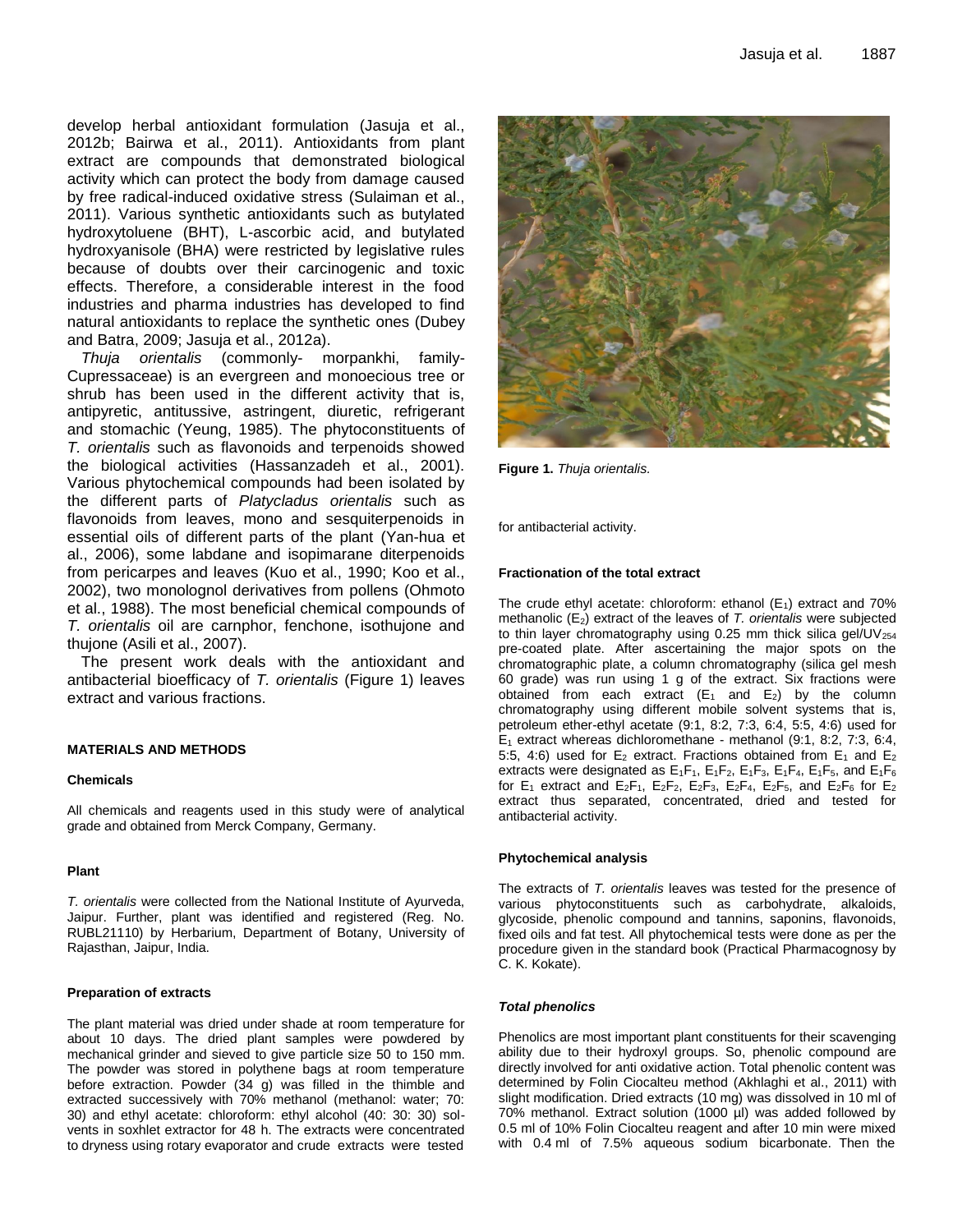develop herbal antioxidant formulation (Jasuja et al., 2012b; Bairwa et al., 2011). Antioxidants from plant extract are compounds that demonstrated biological activity which can protect the body from damage caused by free radical-induced oxidative stress (Sulaiman et al., 2011). Various synthetic antioxidants such as butylated hydroxytoluene (BHT), L-ascorbic acid, and butylated hydroxyanisole (BHA) were restricted by legislative rules because of doubts over their carcinogenic and toxic effects. Therefore, a considerable interest in the food industries and pharma industries has developed to find natural antioxidants to replace the synthetic ones (Dubey and Batra, 2009; Jasuja et al., 2012a).

*Thuja orientalis* (commonly- morpankhi, family- Cupressaceae) is an evergreen and monoecious tree or shrub has been used in the different activity that is, antipyretic, antitussive, astringent, diuretic, refrigerant and stomachic (Yeung, 1985). The phytoconstituents of *T. orientalis* such as flavonoids and terpenoids showed the biological activities (Hassanzadeh et al., 2001). Various phytochemical compounds had been isolated by the different parts of *Platycladus orientalis* such as flavonoids from leaves, mono and sesquiterpenoids in essential oils of different parts of the plant (Yan-hua et al., 2006), some labdane and isopimarane diterpenoids from pericarpes and leaves (Kuo et al., 1990; Koo et al., 2002), two monolognol derivatives from pollens (Ohmoto et al., 1988). The most beneficial chemical compounds of *T. orientalis* oil are carnphor, fenchone, isothujone and thujone (Asili et al., 2007).

The present work deals with the antioxidant and antibacterial bioefficacy of *T. orientalis* (Figure 1) leaves extract and various fractions.

**Figure 1.** *Thuja orientalis.*

## MATERIALS AND METHODS

### Chemicals

All chemicals and reagents used in this study were of analytical grade and obtained from Merck Company, Germany.

### Plant

*T. orientalis* were collected from the National Institute of Ayurveda, Jaipur. Further, plant was identified and registered (Reg. No. RUBL21110) by Herbarium, Department of Botany, University of Rajasthan, Jaipur, India.

### Preparation of extracts

The plant material was dried under shade at room temperature for about 10 days. The dried plant samples were powdered by mechanical grinder and sieved to give particle size 50 to 150 mm. The powder was stored in polythene bags at room temperature before extraction. Powder (34 g) was filled in the thimble and extracted successively with 70% methanol (methanol: water; 70: 30) and ethyl acetate: chloroform: ethyl alcohol (40: 30: 30) solvents in soxhlet extractor for 48 h. The extracts were concentrated to dryness using rotary evaporator and crude extracts were tested for antibacterial activity.

### Fractionation of the total extract

The crude ethyl acetate: chloroform: ethanol ($E_1$) extract and 70% methanolic ($E_2$) extract of the leaves of *T. orientalis* were subjected to thin layer chromatography using 0.25 mm thick silica gel/$UV_{254}$ pre-coated plate. After ascertaining the major spots on the chromatographic plate, a column chromatography (silica gel mesh 60 grade) was run using 1 g of the extract. Six fractions were obtained from each extract ($E_1$ and $E_2$) by the column chromatography using different mobile solvent systems that is, petroleum ether-ethyl acetate (9:1, 8:2, 7:3, 6:4, 5:5, 4:6) used for $E_1$ extract whereas dichloromethane - methanol (9:1, 8:2, 7:3, 6:4, 5:5, 4:6) used for $E_2$ extract. Fractions obtained from $E_1$ and $E_2$ extracts were designated as $E_1F_1$, $E_1F_2$, $E_1F_3$, $E_1F_4$, $E_1F_5$, and $E_1F_6$ for $E_1$ extract and $E_2F_1$, $E_2F_2$, $E_2F_3$, $E_2F_4$, $E_2F_5$, and $E_2F_6$ for $E_2$ extract thus separated, concentrated, dried and tested for antibacterial activity.

### Phytochemical analysis

The extracts of *T. orientalis* leaves was tested for the presence of various phytoconstituents such as carbohydrate, alkaloids, glycoside, phenolic compound and tannins, saponins, flavonoids, fixed oils and fat test. All phytochemical tests were done as per the procedure given in the standard book (Practical Pharmacognosy by C. K. Kokate).

### *Total phenolics*

Phenolics are most important plant constituents for their scavenging ability due to their hydroxyl groups. So, phenolic compound are directly involved for anti oxidative action. Total phenolic content was determined by Folin Ciocalteu method (Akhlaghi et al., 2011) with slight modification. Dried extracts (10 mg) was dissolved in 10 ml of 70% methanol. Extract solution (1000 µl) was added followed by 0.5 ml of 10% Folin Ciocalteu reagent and after 10 min were mixed with 0.4 ml of 7.5% aqueous sodium bicarbonate. Then the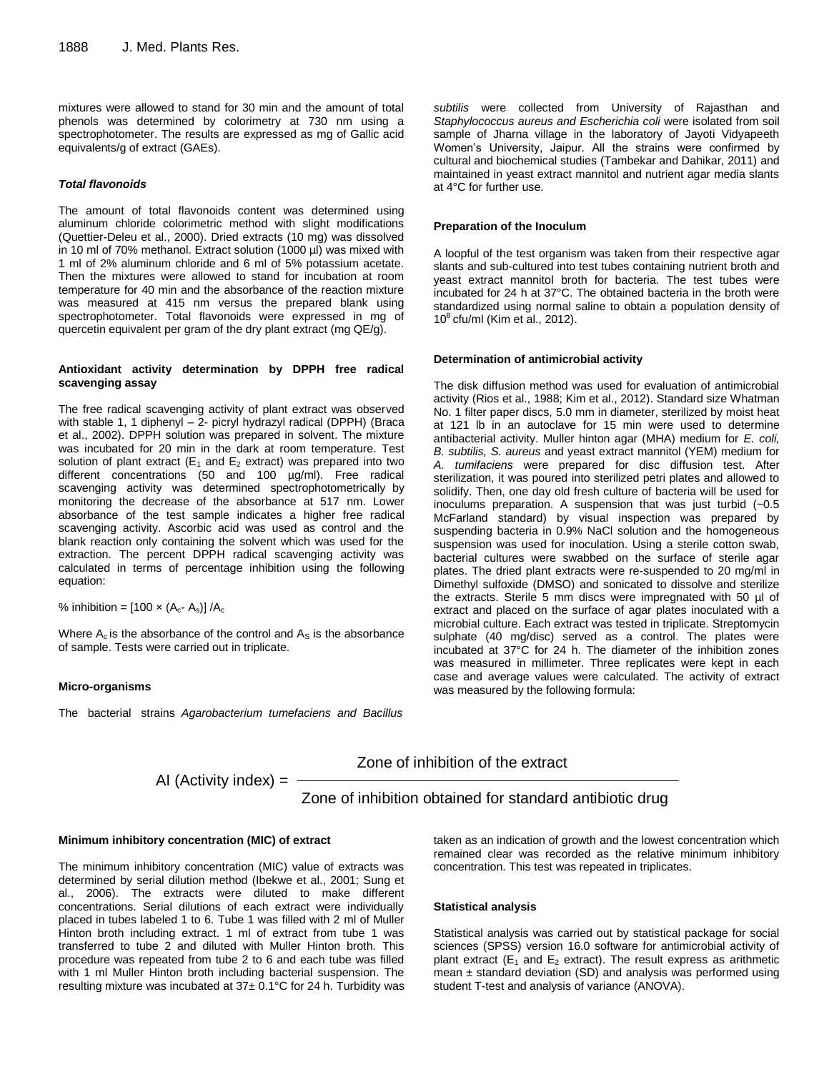mixtures were allowed to stand for 30 min and the amount of total phenols was determined by colorimetry at 730 nm using a spectrophotometer. The results are expressed as mg of Gallic acid equivalents/g of extract (GAEs).

### *Total flavonoids*

The amount of total flavonoids content was determined using aluminum chloride colorimetric method with slight modifications (Quettier-Deleu et al., 2000). Dried extracts (10 mg) was dissolved in 10 ml of 70% methanol. Extract solution (1000 µl) was mixed with 1 ml of 2% aluminum chloride and 6 ml of 5% potassium acetate. Then the mixtures were allowed to stand for incubation at room temperature for 40 min and the absorbance of the reaction mixture was measured at 415 nm versus the prepared blank using spectrophotometer. Total flavonoids were expressed in mg of quercetin equivalent per gram of the dry plant extract (mg QE/g).

### Antioxidant activity determination by DPPH free radical scavenging assay

The free radical scavenging activity of plant extract was observed with stable 1, 1 diphenyl – 2- picryl hydrazyl radical (DPPH) (Braca et al., 2002). DPPH solution was prepared in solvent. The mixture was incubated for 20 min in the dark at room temperature. Test solution of plant extract ($E_1$ and $E_2$ extract) was prepared into two different concentrations (50 and 100 µg/ml). Free radical scavenging activity was determined spectrophotometrically by monitoring the decrease of the absorbance at 517 nm. Lower absorbance of the test sample indicates a higher free radical scavenging activity. Ascorbic acid was used as control and the blank reaction only containing the solvent which was used for the extraction. The percent DPPH radical scavenging activity was calculated in terms of percentage inhibition using the following equation:

$$\% \text{ inhibition} = [100 \times (A_c - A_s)] / A_c$$

Where $A_c$ is the absorbance of the control and $A_S$ is the absorbance of sample. Tests were carried out in triplicate.

### Micro-organisms

The bacterial strains *Agarobacterium tumefaciens and Bacillus subtilis* were collected from University of Rajasthan and *Staphylococcus aureus and Escherichia coli* were isolated from soil sample of Jharna village in the laboratory of Jayoti Vidyapeeth Women's University, Jaipur. All the strains were confirmed by cultural and biochemical studies (Tambekar and Dahikar, 2011) and maintained in yeast extract mannitol and nutrient agar media slants at 4°C for further use.

### Preparation of the Inoculum

A loopful of the test organism was taken from their respective agar slants and sub-cultured into test tubes containing nutrient broth and yeast extract mannitol broth for bacteria. The test tubes were incubated for 24 h at 37°C. The obtained bacteria in the broth were standardized using normal saline to obtain a population density of $10^8$ cfu/ml (Kim et al., 2012).

### Determination of antimicrobial activity

The disk diffusion method was used for evaluation of antimicrobial activity (Rios et al., 1988; Kim et al., 2012). Standard size Whatman No. 1 filter paper discs, 5.0 mm in diameter, sterilized by moist heat at 121 lb in an autoclave for 15 min were used to determine antibacterial activity. Muller hinton agar (MHA) medium for *E. coli, B. subtilis, S. aureus* and yeast extract mannitol (YEM) medium for *A. tumifaciens* were prepared for disc diffusion test. After sterilization, it was poured into sterilized petri plates and allowed to solidify. Then, one day old fresh culture of bacteria will be used for inoculums preparation. A suspension that was just turbid (~0.5 McFarland standard) by visual inspection was prepared by suspending bacteria in 0.9% NaCl solution and the homogeneous suspension was used for inoculation. Using a sterile cotton swab, bacterial cultures were swabbed on the surface of sterile agar plates. The dried plant extracts were re-suspended to 20 mg/ml in Dimethyl sulfoxide (DMSO) and sonicated to dissolve and sterilize the extracts. Sterile 5 mm discs were impregnated with 50 µl of extract and placed on the surface of agar plates inoculated with a microbial culture. Each extract was tested in triplicate. Streptomycin sulphate (40 mg/disc) served as a control. The plates were incubated at 37°C for 24 h. The diameter of the inhibition zones was measured in millimeter. Three replicates were kept in each case and average values were calculated. The activity of extract was measured by the following formula:

$$\text{AI (Activity index)} = \frac{\text{Zone of inhibition of the extract}}{\text{Zone of inhibition obtained for standard antibiotic drug}}$$

### Minimum inhibitory concentration (MIC) of extract

The minimum inhibitory concentration (MIC) value of extracts was determined by serial dilution method (Ibekwe et al., 2001; Sung et al., 2006). The extracts were diluted to make different concentrations. Serial dilutions of each extract were individually placed in tubes labeled 1 to 6. Tube 1 was filled with 2 ml of Muller Hinton broth including extract. 1 ml of extract from tube 1 was transferred to tube 2 and diluted with Muller Hinton broth. This procedure was repeated from tube 2 to 6 and each tube was filled with 1 ml Muller Hinton broth including bacterial suspension. The resulting mixture was incubated at 37± 0.1°C for 24 h. Turbidity was taken as an indication of growth and the lowest concentration which remained clear was recorded as the relative minimum inhibitory concentration. This test was repeated in triplicates.

### Statistical analysis

Statistical analysis was carried out by statistical package for social sciences (SPSS) version 16.0 software for antimicrobial activity of plant extract ($E_1$ and $E_2$ extract). The result express as arithmetic mean ± standard deviation (SD) and analysis was performed using student T-test and analysis of variance (ANOVA).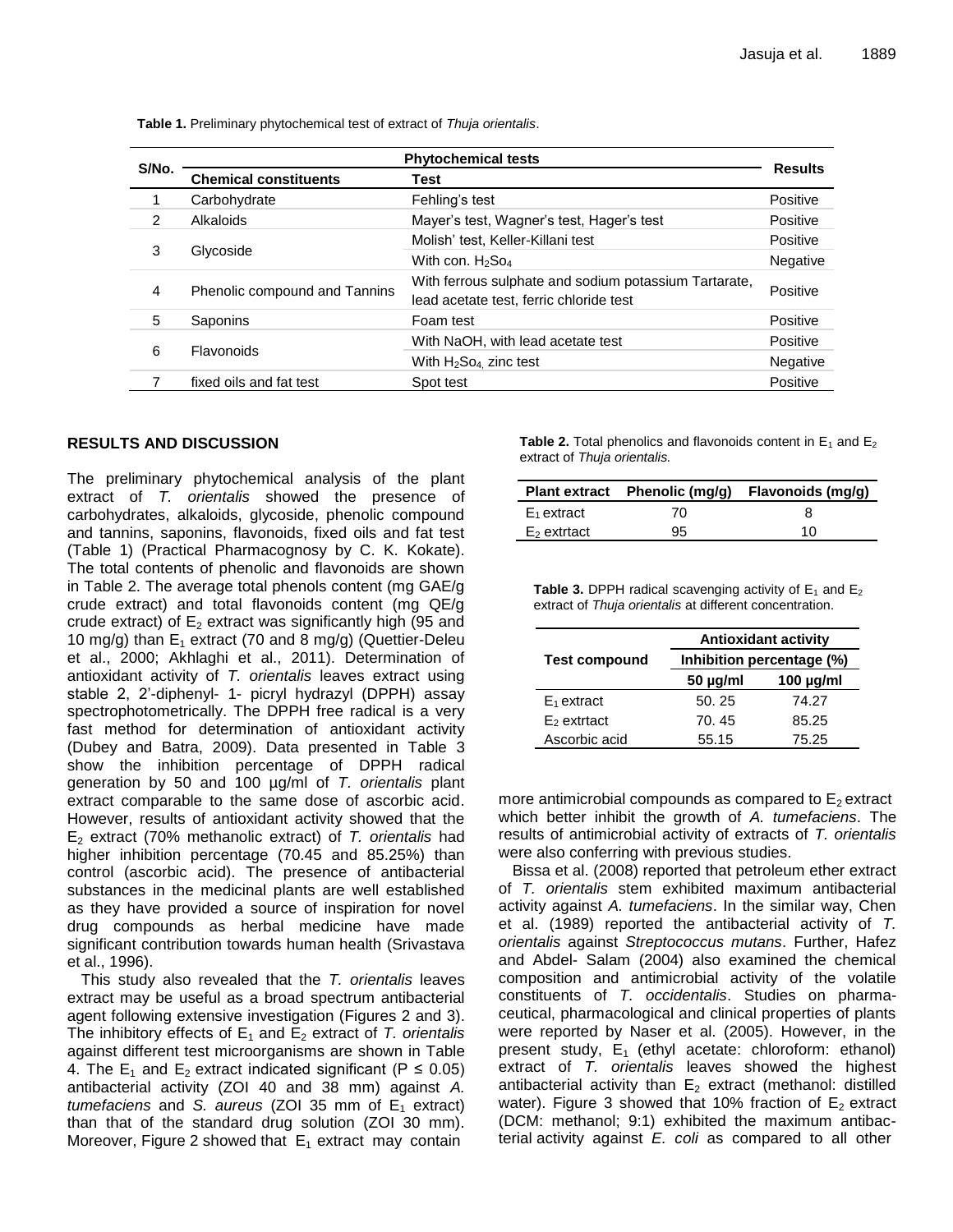**Table 1.** Preliminary phytochemical test of extract of *Thuja orientalis*.

| S/No. | Phytochemical tests | | Results |
|---|---|---|---|
| | Chemical constituents | Test | |
| 1 | Carbohydrate | Fehling's test | Positive |
| 2 | Alkaloids | Mayer's test, Wagner's test, Hager's test | Positive |
| 3 | Glycoside | Molish' test, Keller-Killani test | Positive |
| | | With con. $H_2So_4$ | Negative |
| 4 | Phenolic compound and Tannins | With ferrous sulphate and sodium potassium Tartarate, lead acetate test, ferric chloride test | Positive |
| 5 | Saponins | Foam test | Positive |
| 6 | Flavonoids | With NaOH, with lead acetate test | Positive |
| | | With $H_2So_4$, zinc test | Negative |
| 7 | fixed oils and fat test | Spot test | Positive |

## RESULTS AND DISCUSSION

The preliminary phytochemical analysis of the plant extract of *T. orientalis* showed the presence of carbohydrates, alkaloids, glycoside, phenolic compound and tannins, saponins, flavonoids, fixed oils and fat test (Table 1) (Practical Pharmacognosy by C. K. Kokate). The total contents of phenolic and flavonoids are shown in Table 2. The average total phenols content (mg GAE/g crude extract) and total flavonoids content (mg QE/g crude extract) of $E_2$ extract was significantly high (95 and 10 mg/g) than $E_1$ extract (70 and 8 mg/g) (Quettier-Deleu et al., 2000; Akhlaghi et al., 2011). Determination of antioxidant activity of *T. orientalis* leaves extract using stable 2, 2'-diphenyl- 1- picryl hydrazyl (DPPH) assay spectrophotometrically. The DPPH free radical is a very fast method for determination of antioxidant activity (Dubey and Batra, 2009). Data presented in Table 3 show the inhibition percentage of DPPH radical generation by 50 and 100 µg/ml of *T. orientalis* plant extract comparable to the same dose of ascorbic acid. However, results of antioxidant activity showed that the $E_2$ extract (70% methanolic extract) of *T. orientalis* had higher inhibition percentage (70.45 and 85.25%) than control (ascorbic acid). The presence of antibacterial substances in the medicinal plants are well established as they have provided a source of inspiration for novel drug compounds as herbal medicine have made significant contribution towards human health (Srivastava et al., 1996).

This study also revealed that the *T. orientalis* leaves extract may be useful as a broad spectrum antibacterial agent following extensive investigation (Figures 2 and 3). The inhibitory effects of $E_1$ and $E_2$ extract of *T. orientalis* against different test microorganisms are shown in Table 4. The $E_1$ and $E_2$ extract indicated significant ($P \leq 0.05$) antibacterial activity (ZOI 40 and 38 mm) against *A. tumefaciens* and *S. aureus* (ZOI 35 mm of $E_1$ extract) than that of the standard drug solution (ZOI 30 mm). Moreover, Figure 2 showed that $E_1$ extract may contain more antimicrobial compounds as compared to $E_2$ extract which better inhibit the growth of *A. tumefaciens*. The results of antimicrobial activity of extracts of *T. orientalis* were also conferring with previous studies.

**Table 2.** Total phenolics and flavonoids content in $E_1$ and $E_2$ extract of *Thuja orientalis.*

| Plant extract | Phenolic (mg/g) | Flavonoids (mg/g) |
|---|---|---|
| $E_1$ extract | 70 | 8 |
| $E_2$ extrtact | 95 | 10 |

**Table 3.** DPPH radical scavenging activity of $E_1$ and $E_2$ extract of *Thuja orientalis* at different concentration.

| Test compound | Antioxidant activity Inhibition percentage (%) | |
|---|---|---|
| | 50 µg/ml | 100 µg/ml |
| $E_1$ extract | 50. 25 | 74.27 |
| $E_2$ extrtact | 70. 45 | 85.25 |
| Ascorbic acid | 55.15 | 75.25 |

Bissa et al. (2008) reported that petroleum ether extract of *T. orientalis* stem exhibited maximum antibacterial activity against *A. tumefaciens*. In the similar way, Chen et al. (1989) reported the antibacterial activity of *T. orientalis* against *Streptococcus mutans*. Further, Hafez and Abdel- Salam (2004) also examined the chemical composition and antimicrobial activity of the volatile constituents of *T. occidentalis*. Studies on pharmaceutical, pharmacological and clinical properties of plants were reported by Naser et al. (2005). However, in the present study, $E_1$ (ethyl acetate: chloroform: ethanol) extract of *T. orientalis* leaves showed the highest antibacterial activity than $E_2$ extract (methanol: distilled water). Figure 3 showed that 10% fraction of $E_2$ extract (DCM: methanol; 9:1) exhibited the maximum antibacterial activity against *E. coli* as compared to all other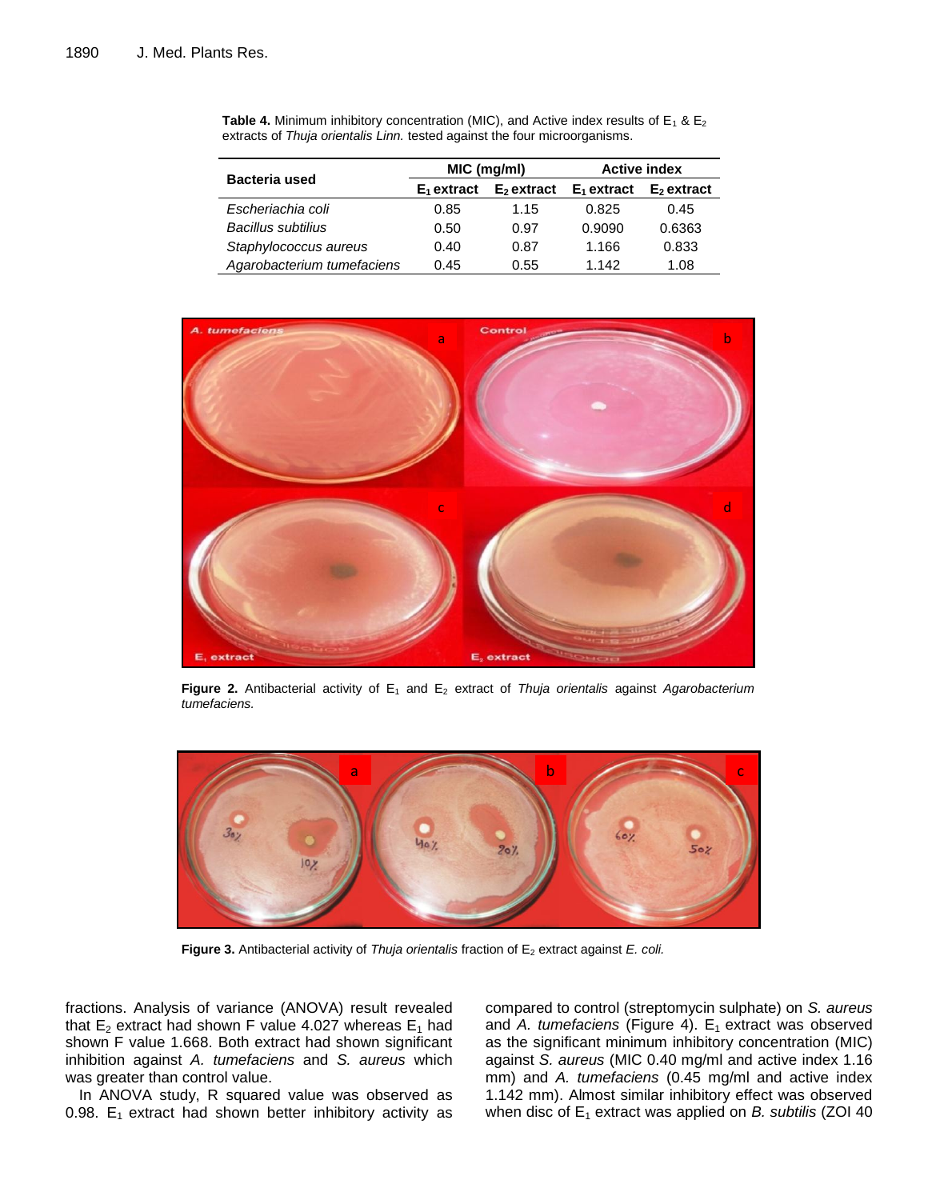**Table 4.** Minimum inhibitory concentration (MIC), and Active index results of $E_1$ & $E_2$ extracts of *Thuja orientalis Linn.* tested against the four microorganisms.

| Bacteria used | MIC (mg/ml) | | Active index | |
|---|---|---|---|---|
| | $E_1$ extract | $E_2$ extract | $E_1$ extract | $E_2$ extract |
| *Escheriachia coli* | 0.85 | 1.15 | 0.825 | 0.45 |
| *Bacillus subtilius* | 0.50 | 0.97 | 0.9090 | 0.6363 |
| *Staphylococcus aureus* | 0.40 | 0.87 | 1.166 | 0.833 |
| *Agarobacterium tumefaciens* | 0.45 | 0.55 | 1.142 | 1.08 |

**Figure 2.** Antibacterial activity of $E_1$ and $E_2$ extract of *Thuja orientalis* against *Agarobacterium tumefaciens.*

**Figure 3.** Antibacterial activity of *Thuja orientalis* fraction of $E_2$ extract against *E. coli.*

fractions. Analysis of variance (ANOVA) result revealed that $E_2$ extract had shown F value 4.027 whereas $E_1$ had shown F value 1.668. Both extract had shown significant inhibition against *A. tumefaciens* and *S. aureus* which was greater than control value.

In ANOVA study, R squared value was observed as 0.98. $E_1$ extract had shown better inhibitory activity as compared to control (streptomycin sulphate) on *S. aureus* and *A. tumefaciens* (Figure 4). $E_1$ extract was observed as the significant minimum inhibitory concentration (MIC) against *S. aureus* (MIC 0.40 mg/ml and active index 1.16 mm) and *A. tumefaciens* (0.45 mg/ml and active index 1.142 mm). Almost similar inhibitory effect was observed when disc of $E_1$ extract was applied on *B. subtilis* (ZOI 40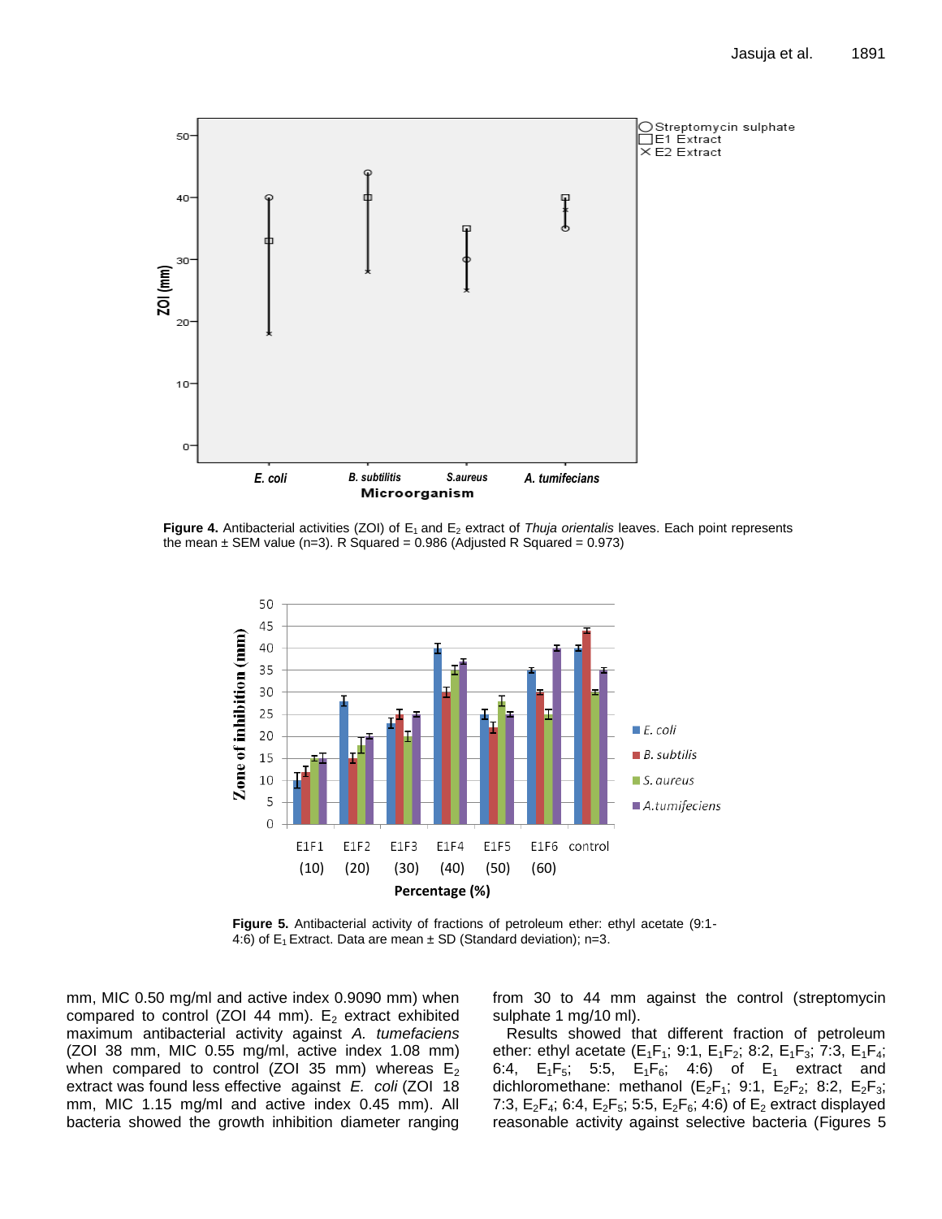**Figure 4.** Antibacterial activities (ZOI) of $E_1$ and $E_2$ extract of *Thuja orientalis* leaves. Each point represents the mean ± SEM value (n=3). R Squared = 0.986 (Adjusted R Squared = 0.973)

**Figure 5.** Antibacterial activity of fractions of petroleum ether: ethyl acetate (9:1-4:6) of $E_1$ Extract. Data are mean ± SD (Standard deviation); n=3.

mm, MIC 0.50 mg/ml and active index 0.9090 mm) when compared to control (ZOI 44 mm). $E_2$ extract exhibited maximum antibacterial activity against *A. tumefaciens* (ZOI 38 mm, MIC 0.55 mg/ml, active index 1.08 mm) when compared to control (ZOI 35 mm) whereas $E_2$ extract was found less effective against *E. coli* (ZOI 18 mm, MIC 1.15 mg/ml and active index 0.45 mm). All bacteria showed the growth inhibition diameter ranging from 30 to 44 mm against the control (streptomycin sulphate 1 mg/10 ml).

Results showed that different fraction of petroleum ether: ethyl acetate ($E_1F_1$; 9:1, $E_1F_2$; 8:2, $E_1F_3$; 7:3, $E_1F_4$; 6:4, $E_1F_5$; 5:5, $E_1F_6$; 4:6) of $E_1$ extract and dichloromethane: methanol ($E_2F_1$; 9:1, $E_2F_2$; 8:2, $E_2F_3$; 7:3, $E_2F_4$; 6:4, $E_2F_5$; 5:5, $E_2F_6$; 4:6) of $E_2$ extract displayed reasonable activity against selective bacteria (Figures 5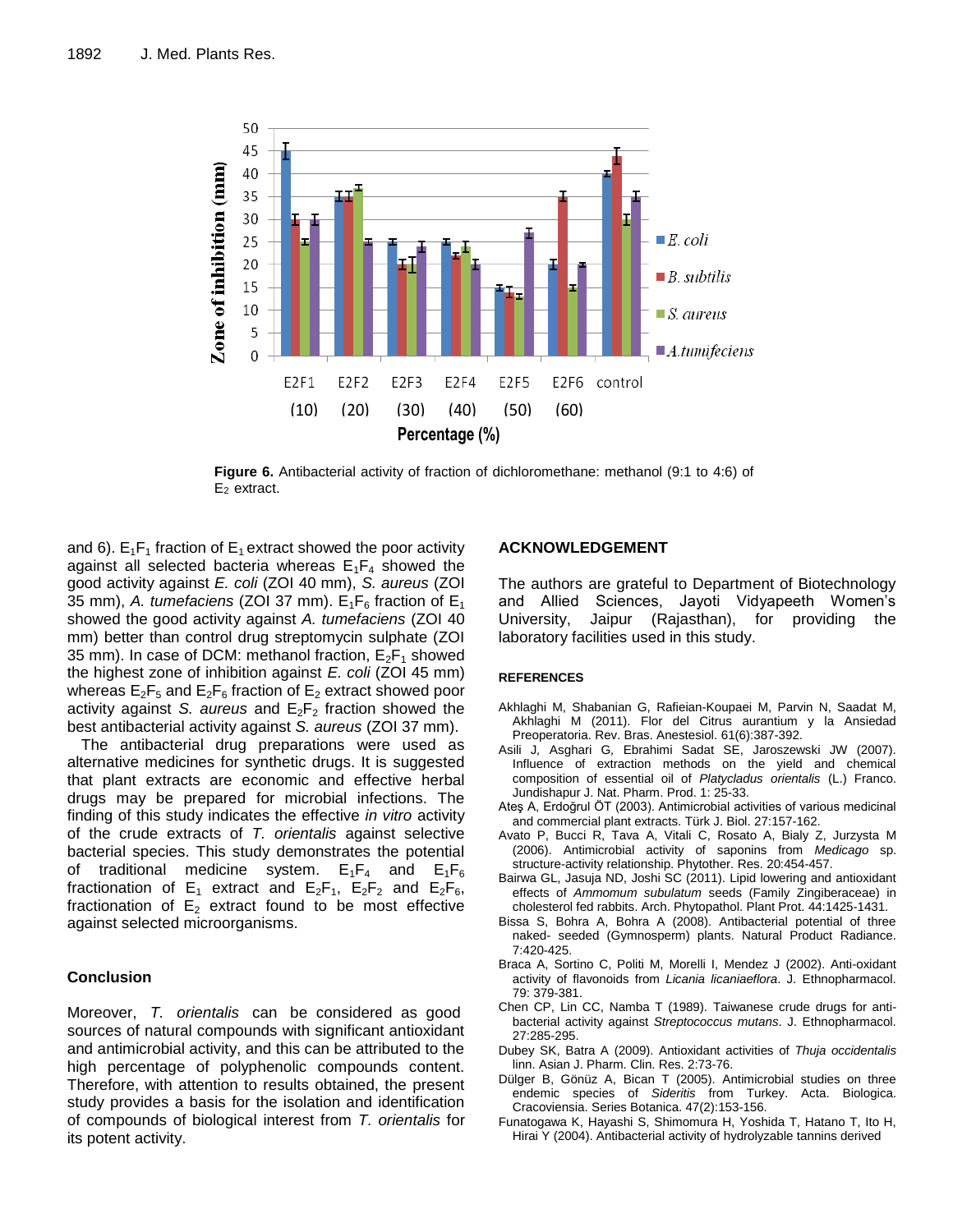**Figure 6.** Antibacterial activity of fraction of dichloromethane: methanol (9:1 to 4:6) of $E_2$ extract.

and 6). $E_1F_1$ fraction of $E_1$ extract showed the poor activity against all selected bacteria whereas $E_1F_4$ showed the good activity against *E. coli* (ZOI 40 mm), *S. aureus* (ZOI 35 mm), *A. tumefaciens* (ZOI 37 mm). $E_1F_6$ fraction of $E_1$ showed the good activity against *A. tumefaciens* (ZOI 40 mm) better than control drug streptomycin sulphate (ZOI 35 mm). In case of DCM: methanol fraction, $E_2F_1$ showed the highest zone of inhibition against *E. coli* (ZOI 45 mm) whereas $E_2F_5$ and $E_2F_6$ fraction of $E_2$ extract showed poor activity against *S. aureus* and $E_2F_2$ fraction showed the best antibacterial activity against *S. aureus* (ZOI 37 mm).

The antibacterial drug preparations were used as alternative medicines for synthetic drugs. It is suggested that plant extracts are economic and effective herbal drugs may be prepared for microbial infections. The finding of this study indicates the effective *in vitro* activity of the crude extracts of *T. orientalis* against selective bacterial species. This study demonstrates the potential of traditional medicine system. $E_1F_4$ and $E_1F_6$ fractionation of $E_1$ extract and $E_2F_1$, $E_2F_2$ and $E_2F_6$, fractionation of $E_2$ extract found to be most effective against selected microorganisms.

## Conclusion

Moreover, *T. orientalis* can be considered as good sources of natural compounds with significant antioxidant and antimicrobial activity, and this can be attributed to the high percentage of polyphenolic compounds content. Therefore, with attention to results obtained, the present study provides a basis for the isolation and identification of compounds of biological interest from *T. orientalis* for its potent activity.

## ACKNOWLEDGEMENT

The authors are grateful to Department of Biotechnology and Allied Sciences, Jayoti Vidyapeeth Women's University, Jaipur (Rajasthan), for providing the laboratory facilities used in this study.

## REFERENCES

Akhlaghi M, Shabanian G, Rafieian-Koupaei M, Parvin N, Saadat M, Akhlaghi M (2011). Flor del Citrus aurantium y la Ansiedad Preoperatoria. Rev. Bras. Anestesiol. 61(6):387-392.

Asili J, Asghari G, Ebrahimi Sadat SE, Jaroszewski JW (2007). Influence of extraction methods on the yield and chemical composition of essential oil of *Platycladus orientalis* (L.) Franco. Jundishapur J. Nat. Pharm. Prod. 1: 25-33.

Ateş A, Erdoğrul ÖT (2003). Antimicrobial activities of various medicinal and commercial plant extracts. Türk J. Biol. 27:157-162.

Avato P, Bucci R, Tava A, Vitali C, Rosato A, Bialy Z, Jurzysta M (2006). Antimicrobial activity of saponins from *Medicago* sp. structure-activity relationship. Phytother. Res. 20:454-457.

Bairwa GL, Jasuja ND, Joshi SC (2011). Lipid lowering and antioxidant effects of *Ammomum subulatum* seeds (Family Zingiberaceae) in cholesterol fed rabbits. Arch. Phytopathol. Plant Prot. 44:1425-1431.

Bissa S, Bohra A, Bohra A (2008). Antibacterial potential of three naked- seeded (Gymnosperm) plants. Natural Product Radiance. 7:420-425.

Braca A, Sortino C, Politi M, Morelli I, Mendez J (2002). Anti-oxidant activity of flavonoids from *Licania licaniaeflora*. J. Ethnopharmacol. 79: 379-381.

Chen CP, Lin CC, Namba T (1989). Taiwanese crude drugs for anti-bacterial activity against *Streptococcus mutans*. J. Ethnopharmacol. 27:285-295.

Dubey SK, Batra A (2009). Antioxidant activities of *Thuja occidentalis* linn. Asian J. Pharm. Clin. Res. 2:73-76.

Dülger B, Gönüz A, Bican T (2005). Antimicrobial studies on three endemic species of *Sideritis* from Turkey. Acta. Biologica. Cracoviensia. Series Botanica. 47(2):153-156.

Funatogawa K, Hayashi S, Shimomura H, Yoshida T, Hatano T, Ito H, Hirai Y (2004). Antibacterial activity of hydrolyzable tannins derived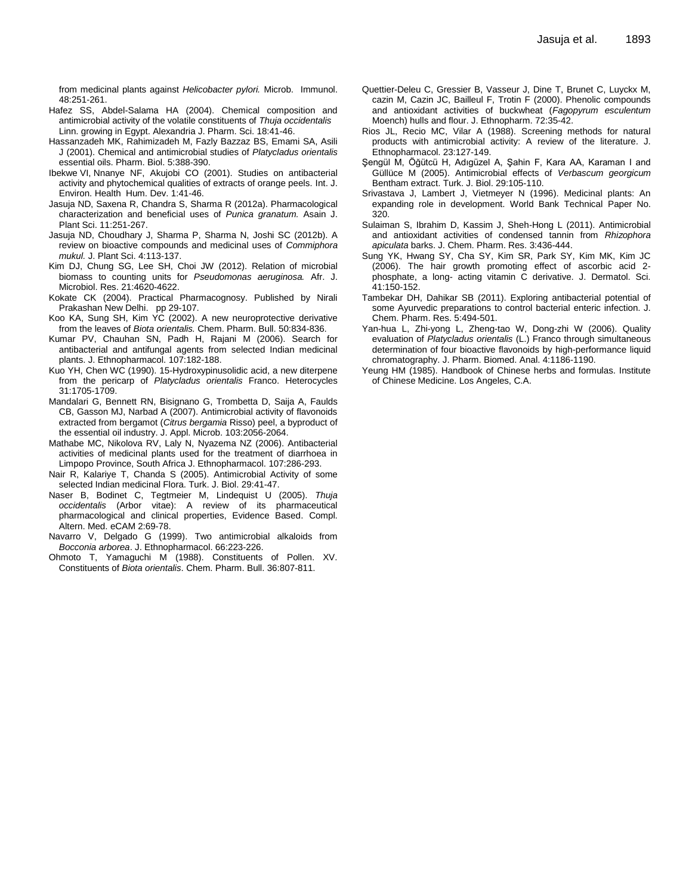from medicinal plants against *Helicobacter pylori.* Microb. Immunol. 48:251-261.

Hafez SS, Abdel-Salama HA (2004). Chemical composition and antimicrobial activity of the volatile constituents of *Thuja occidentalis* Linn. growing in Egypt. Alexandria J. Pharm. Sci. 18:41-46.

Hassanzadeh MK, Rahimizadeh M, Fazly Bazzaz BS, Emami SA, Asili J (2001). Chemical and antimicrobial studies of *Platycladus orientalis* essential oils. Pharm. Biol. 5:388-390.

Ibekwe VI, Nnanye NF, Akujobi CO (2001). Studies on antibacterial activity and phytochemical qualities of extracts of orange peels. Int. J. Environ. Health Hum. Dev. 1:41-46.

Jasuja ND, Saxena R, Chandra S, Sharma R (2012a). Pharmacological characterization and beneficial uses of *Punica granatum.* Asain J. Plant Sci. 11:251-267.

Jasuja ND, Choudhary J, Sharma P, Sharma N, Joshi SC (2012b). A review on bioactive compounds and medicinal uses of *Commiphora mukul.* J. Plant Sci. 4:113-137.

Kim DJ, Chung SG, Lee SH, Choi JW (2012). Relation of microbial biomass to counting units for *Pseudomonas aeruginosa.* Afr. J. Microbiol. Res. 21:4620-4622.

Kokate CK (2004). Practical Pharmacognosy. Published by Nirali Prakashan New Delhi. pp 29-107.

Koo KA, Sung SH, Kim YC (2002). A new neuroprotective derivative from the leaves of *Biota orientalis.* Chem. Pharm. Bull. 50:834-836.

Kumar PV, Chauhan SN, Padh H, Rajani M (2006). Search for antibacterial and antifungal agents from selected Indian medicinal plants. J. Ethnopharmacol. 107:182-188.

Kuo YH, Chen WC (1990). 15-Hydroxypinusolidic acid, a new diterpene from the pericarp of *Platycladus orientalis* Franco. Heterocycles 31:1705-1709.

Mandalari G, Bennett RN, Bisignano G, Trombetta D, Saija A, Faulds CB, Gasson MJ, Narbad A (2007). Antimicrobial activity of flavonoids extracted from bergamot (*Citrus bergamia* Risso) peel, a byproduct of the essential oil industry. J. Appl. Microb. 103:2056-2064.

Mathabe MC, Nikolova RV, Laly N, Nyazema NZ (2006). Antibacterial activities of medicinal plants used for the treatment of diarrhoea in Limpopo Province, South Africa J. Ethnopharmacol. 107:286-293.

Nair R, Kalariye T, Chanda S (2005). Antimicrobial Activity of some selected Indian medicinal Flora. Turk. J. Biol. 29:41-47.

Naser B, Bodinet C, Tegtmeier M, Lindequist U (2005). *Thuja occidentalis* (Arbor vitae): A review of its pharmaceutical pharmacological and clinical properties, Evidence Based. Compl. Altern. Med. eCAM 2:69-78.

Navarro V, Delgado G (1999). Two antimicrobial alkaloids from *Bocconia arborea*. J. Ethnopharmacol. 66:223-226.

Ohmoto T, Yamaguchi M (1988). Constituents of Pollen. XV. Constituents of *Biota orientalis*. Chem. Pharm. Bull. 36:807-811.

Quettier-Deleu C, Gressier B, Vasseur J, Dine T, Brunet C, Luyckx M, cazin M, Cazin JC, Bailleul F, Trotin F (2000). Phenolic compounds and antioxidant activities of buckwheat (*Fagopyrum esculentum* Moench) hulls and flour. J. Ethnopharm. 72:35-42.

Rios JL, Recio MC, Vilar A (1988). Screening methods for natural products with antimicrobial activity: A review of the literature. J. Ethnopharmacol. 23:127-149.

Şengül M, Öğütcü H, Adıgüzel A, Şahin F, Kara AA, Karaman I and Güllüce M (2005). Antimicrobial effects of *Verbascum georgicum* Bentham extract. Turk. J. Biol. 29:105-110.

Srivastava J, Lambert J, Vietmeyer N (1996). Medicinal plants: An expanding role in development. World Bank Technical Paper No. 320.

Sulaiman S, Ibrahim D, Kassim J, Sheh-Hong L (2011). Antimicrobial and antioxidant activities of condensed tannin from *Rhizophora apiculata* barks. J. Chem. Pharm. Res. 3:436-444.

Sung YK, Hwang SY, Cha SY, Kim SR, Park SY, Kim MK, Kim JC (2006). The hair growth promoting effect of ascorbic acid 2-phosphate, a long- acting vitamin C derivative. J. Dermatol. Sci. 41:150-152.

Tambekar DH, Dahikar SB (2011). Exploring antibacterial potential of some Ayurvedic preparations to control bacterial enteric infection. J. Chem. Pharm. Res. 5:494-501.

Yan-hua L, Zhi-yong L, Zheng-tao W, Dong-zhi W (2006). Quality evaluation of *Platycladus orientalis* (L.) Franco through simultaneous determination of four bioactive flavonoids by high-performance liquid chromatography. J. Pharm. Biomed. Anal. 4:1186-1190.

Yeung HM (1985). Handbook of Chinese herbs and formulas. Institute of Chinese Medicine. Los Angeles, C.A.